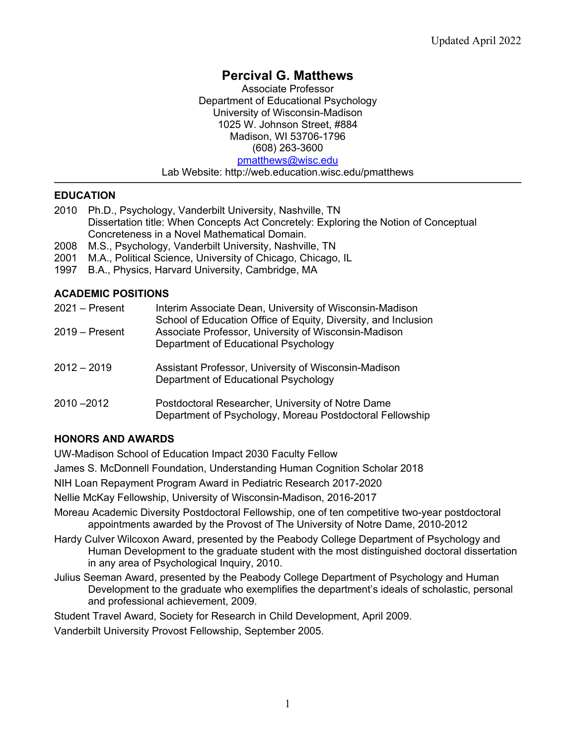Updated April 2022

# Percival G. Matthews

Associate Professor
Department of Educational Psychology
University of Wisconsin-Madison
1025 W. Johnson Street, #884
Madison, WI 53706-1796
(608) 263-3600
pmatthews@wisc.edu
Lab Website: http://web.education.wisc.edu/pmatthews

---

## EDUCATION

2010 Ph.D., Psychology, Vanderbilt University, Nashville, TN
Dissertation title: When Concepts Act Concretely: Exploring the Notion of Conceptual Concreteness in a Novel Mathematical Domain.

2008 M.S., Psychology, Vanderbilt University, Nashville, TN

2001 M.A., Political Science, University of Chicago, Chicago, IL

1997 B.A., Physics, Harvard University, Cambridge, MA

## ACADEMIC POSITIONS

2021 – Present Interim Associate Dean, University of Wisconsin-Madison School of Education Office of Equity, Diversity, and Inclusion

2019 – Present Associate Professor, University of Wisconsin-Madison Department of Educational Psychology

2012 – 2019 Assistant Professor, University of Wisconsin-Madison Department of Educational Psychology

2010 –2012 Postdoctoral Researcher, University of Notre Dame Department of Psychology, Moreau Postdoctoral Fellowship

## HONORS AND AWARDS

UW-Madison School of Education Impact 2030 Faculty Fellow

James S. McDonnell Foundation, Understanding Human Cognition Scholar 2018

NIH Loan Repayment Program Award in Pediatric Research 2017-2020

Nellie McKay Fellowship, University of Wisconsin-Madison, 2016-2017

Moreau Academic Diversity Postdoctoral Fellowship, one of ten competitive two-year postdoctoral appointments awarded by the Provost of The University of Notre Dame, 2010-2012

Hardy Culver Wilcoxon Award, presented by the Peabody College Department of Psychology and Human Development to the graduate student with the most distinguished doctoral dissertation in any area of Psychological Inquiry, 2010.

Julius Seeman Award, presented by the Peabody College Department of Psychology and Human Development to the graduate who exemplifies the department's ideals of scholastic, personal and professional achievement, 2009.

Student Travel Award, Society for Research in Child Development, April 2009.

Vanderbilt University Provost Fellowship, September 2005.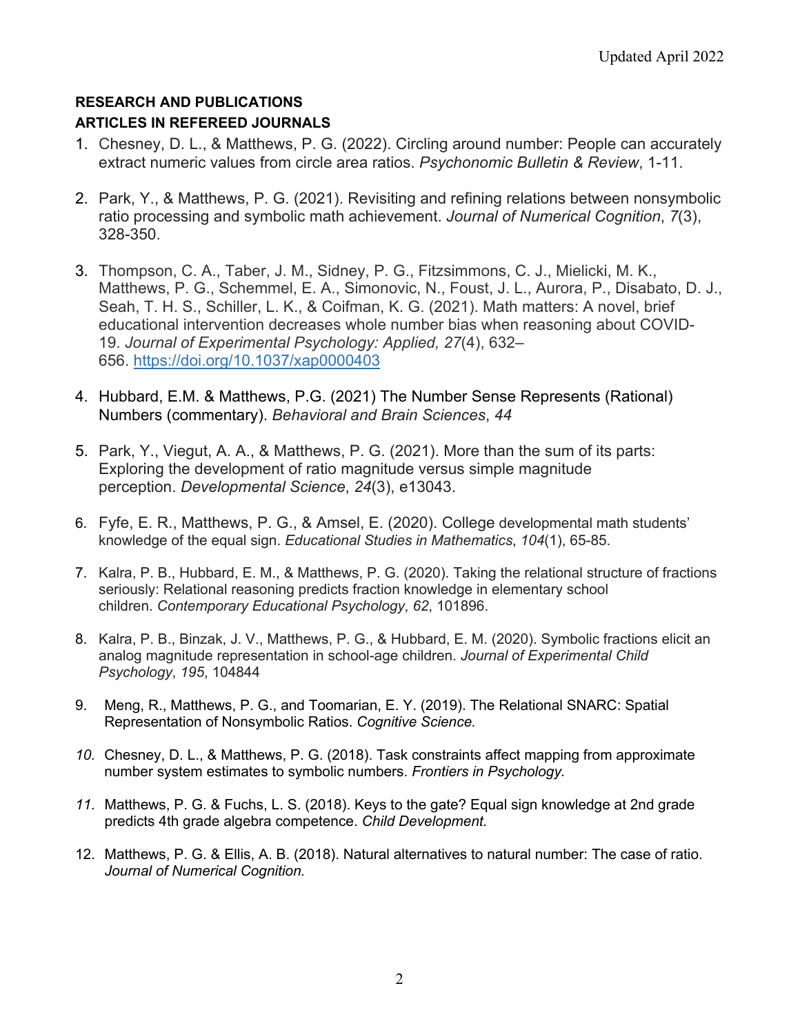Updated April 2022

**RESEARCH AND PUBLICATIONS**

**ARTICLES IN REFEREED JOURNALS**

1. Chesney, D. L., & Matthews, P. G. (2022). Circling around number: People can accurately extract numeric values from circle area ratios. *Psychonomic Bulletin & Review*, 1-11.

2. Park, Y., & Matthews, P. G. (2021). Revisiting and refining relations between nonsymbolic ratio processing and symbolic math achievement. *Journal of Numerical Cognition*, *7*(3), 328-350.

3. Thompson, C. A., Taber, J. M., Sidney, P. G., Fitzsimmons, C. J., Mielicki, M. K., Matthews, P. G., Schemmel, E. A., Simonovic, N., Foust, J. L., Aurora, P., Disabato, D. J., Seah, T. H. S., Schiller, L. K., & Coifman, K. G. (2021). Math matters: A novel, brief educational intervention decreases whole number bias when reasoning about COVID-19. *Journal of Experimental Psychology: Applied, 27*(4), 632–656. https://doi.org/10.1037/xap0000403

4. Hubbard, E.M. & Matthews, P.G. (2021) The Number Sense Represents (Rational) Numbers (commentary). *Behavioral and Brain Sciences*, *44*

5. Park, Y., Viegut, A. A., & Matthews, P. G. (2021). More than the sum of its parts: Exploring the development of ratio magnitude versus simple magnitude perception. *Developmental Science*, *24*(3), e13043.

6. Fyfe, E. R., Matthews, P. G., & Amsel, E. (2020). College developmental math students' knowledge of the equal sign. *Educational Studies in Mathematics*, *104*(1), 65-85.

7. Kalra, P. B., Hubbard, E. M., & Matthews, P. G. (2020). Taking the relational structure of fractions seriously: Relational reasoning predicts fraction knowledge in elementary school children. *Contemporary Educational Psychology*, *62*, 101896.

8. Kalra, P. B., Binzak, J. V., Matthews, P. G., & Hubbard, E. M. (2020). Symbolic fractions elicit an analog magnitude representation in school-age children. *Journal of Experimental Child Psychology*, *195*, 104844

9. Meng, R., Matthews, P. G., and Toomarian, E. Y. (2019). The Relational SNARC: Spatial Representation of Nonsymbolic Ratios. *Cognitive Science.*

10. Chesney, D. L., & Matthews, P. G. (2018). Task constraints affect mapping from approximate number system estimates to symbolic numbers. *Frontiers in Psychology.*

11. Matthews, P. G. & Fuchs, L. S. (2018). Keys to the gate? Equal sign knowledge at 2nd grade predicts 4th grade algebra competence. *Child Development.*

12. Matthews, P. G. & Ellis, A. B. (2018). Natural alternatives to natural number: The case of ratio. *Journal of Numerical Cognition.*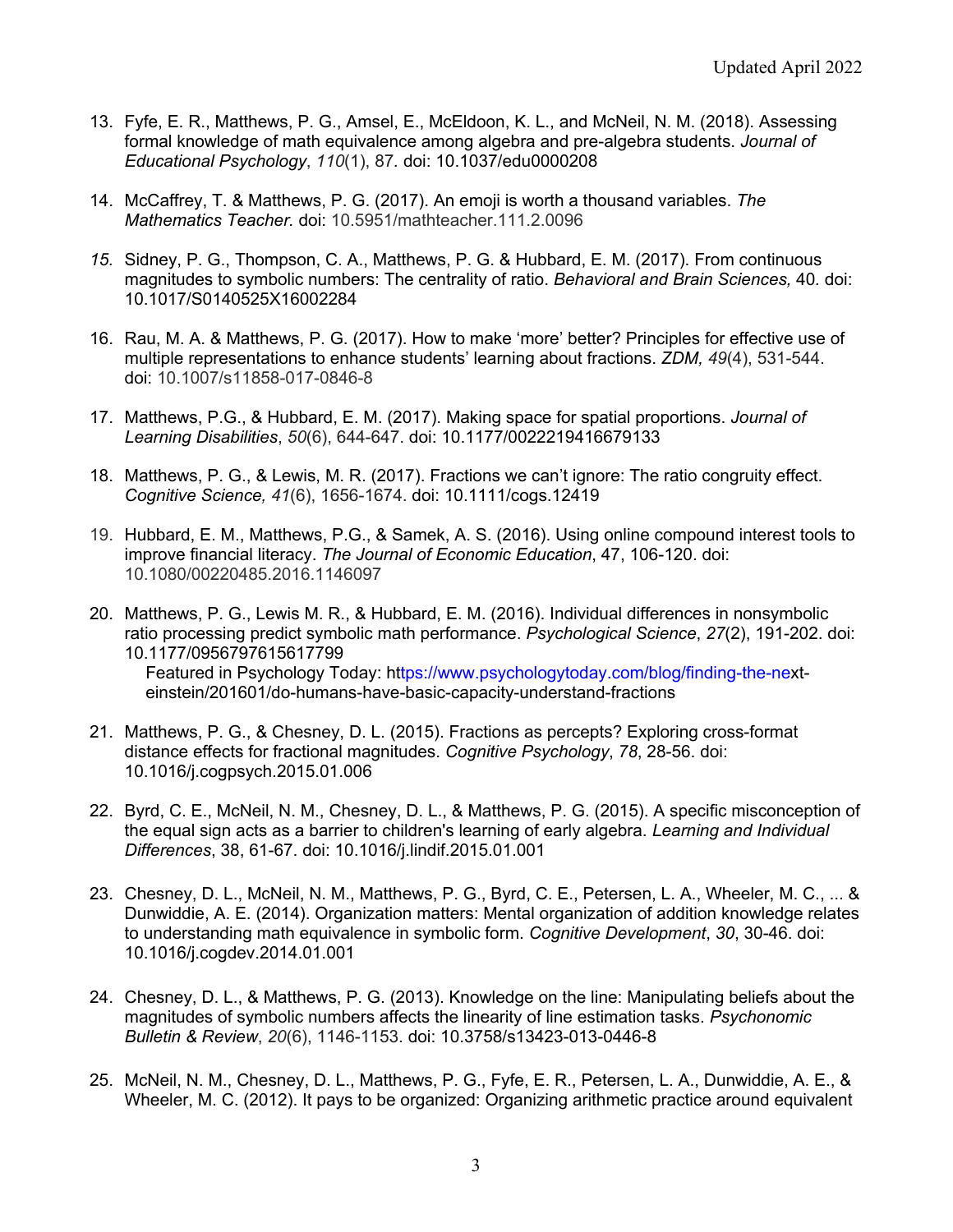13. Fyfe, E. R., Matthews, P. G., Amsel, E., McEldoon, K. L., and McNeil, N. M. (2018). Assessing formal knowledge of math equivalence among algebra and pre-algebra students. *Journal of Educational Psychology*, *110*(1), 87. doi: 10.1037/edu0000208

14. McCaffrey, T. & Matthews, P. G. (2017). An emoji is worth a thousand variables. *The Mathematics Teacher.* doi: 10.5951/mathteacher.111.2.0096

15. Sidney, P. G., Thompson, C. A., Matthews, P. G. & Hubbard, E. M. (2017). From continuous magnitudes to symbolic numbers: The centrality of ratio. *Behavioral and Brain Sciences,* 40. doi: 10.1017/S0140525X16002284

16. Rau, M. A. & Matthews, P. G. (2017). How to make 'more' better? Principles for effective use of multiple representations to enhance students' learning about fractions. *ZDM, 49*(4), 531-544. doi: 10.1007/s11858-017-0846-8

17. Matthews, P.G., & Hubbard, E. M. (2017). Making space for spatial proportions. *Journal of Learning Disabilities*, *50*(6), 644-647. doi: 10.1177/0022219416679133

18. Matthews, P. G., & Lewis, M. R. (2017). Fractions we can't ignore: The ratio congruity effect. *Cognitive Science, 41*(6), 1656-1674. doi: 10.1111/cogs.12419

19. Hubbard, E. M., Matthews, P.G., & Samek, A. S. (2016). Using online compound interest tools to improve financial literacy. *The Journal of Economic Education*, 47, 106-120. doi: 10.1080/00220485.2016.1146097

20. Matthews, P. G., Lewis M. R., & Hubbard, E. M. (2016). Individual differences in nonsymbolic ratio processing predict symbolic math performance. *Psychological Science*, *27*(2), 191-202. doi: 10.1177/0956797615617799
    Featured in Psychology Today: https://www.psychologytoday.com/blog/finding-the-next-einstein/201601/do-humans-have-basic-capacity-understand-fractions

21. Matthews, P. G., & Chesney, D. L. (2015). Fractions as percepts? Exploring cross-format distance effects for fractional magnitudes. *Cognitive Psychology*, *78*, 28-56. doi: 10.1016/j.cogpsych.2015.01.006

22. Byrd, C. E., McNeil, N. M., Chesney, D. L., & Matthews, P. G. (2015). A specific misconception of the equal sign acts as a barrier to children's learning of early algebra. *Learning and Individual Differences*, 38, 61-67. doi: 10.1016/j.lindif.2015.01.001

23. Chesney, D. L., McNeil, N. M., Matthews, P. G., Byrd, C. E., Petersen, L. A., Wheeler, M. C., ... & Dunwiddie, A. E. (2014). Organization matters: Mental organization of addition knowledge relates to understanding math equivalence in symbolic form. *Cognitive Development*, *30*, 30-46. doi: 10.1016/j.cogdev.2014.01.001

24. Chesney, D. L., & Matthews, P. G. (2013). Knowledge on the line: Manipulating beliefs about the magnitudes of symbolic numbers affects the linearity of line estimation tasks. *Psychonomic Bulletin & Review*, *20*(6), 1146-1153. doi: 10.3758/s13423-013-0446-8

25. McNeil, N. M., Chesney, D. L., Matthews, P. G., Fyfe, E. R., Petersen, L. A., Dunwiddie, A. E., & Wheeler, M. C. (2012). It pays to be organized: Organizing arithmetic practice around equivalent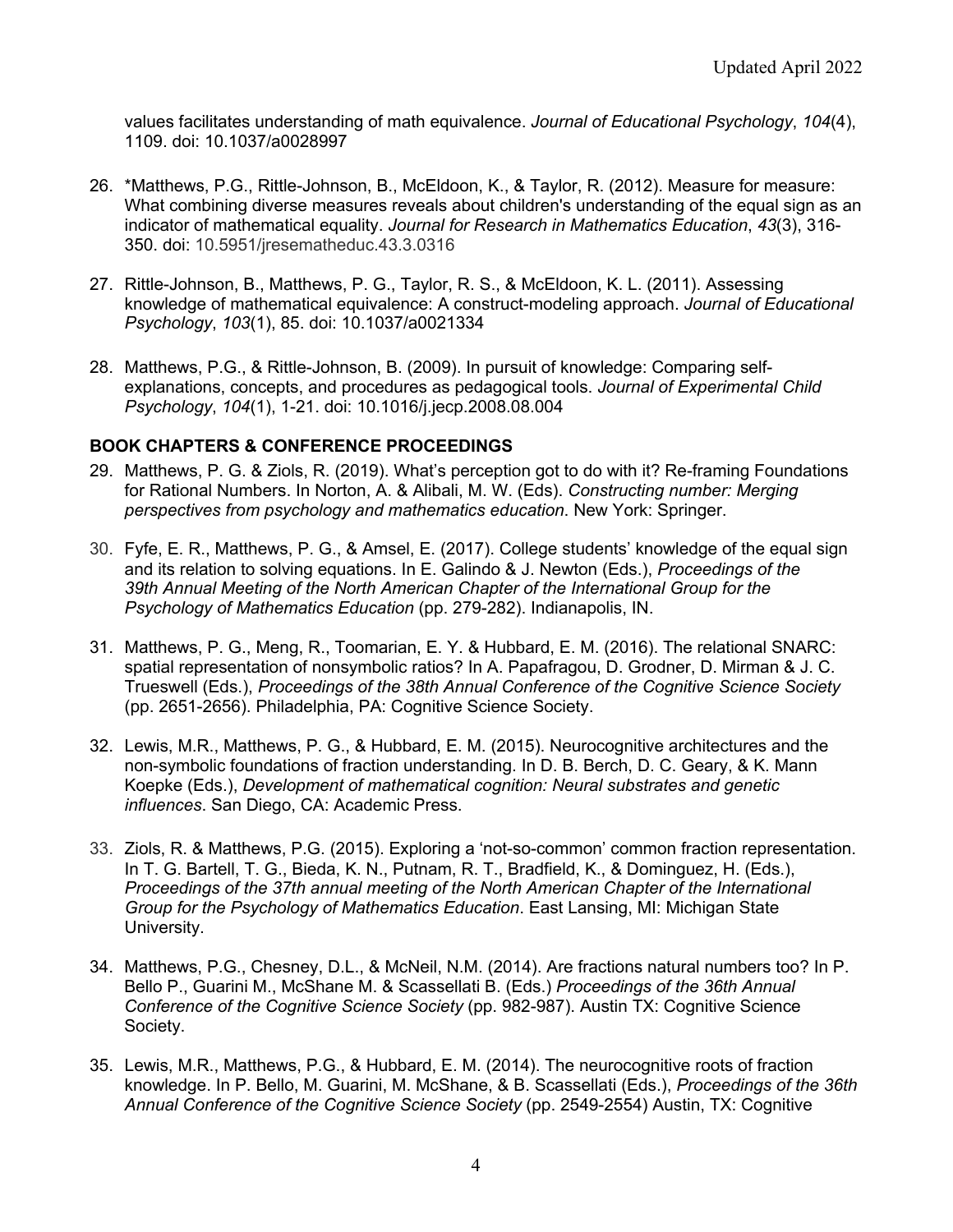values facilitates understanding of math equivalence. *Journal of Educational Psychology*, *104*(4), 1109. doi: 10.1037/a0028997

26. *Matthews, P.G., Rittle-Johnson, B., McEldoon, K., & Taylor, R. (2012). Measure for measure: What combining diverse measures reveals about children's understanding of the equal sign as an indicator of mathematical equality. *Journal for Research in Mathematics Education*, *43*(3), 316-350. doi: 10.5951/jresematheduc.43.3.0316

27. Rittle-Johnson, B., Matthews, P. G., Taylor, R. S., & McEldoon, K. L. (2011). Assessing knowledge of mathematical equivalence: A construct-modeling approach. *Journal of Educational Psychology*, *103*(1), 85. doi: 10.1037/a0021334

28. Matthews, P.G., & Rittle-Johnson, B. (2009). In pursuit of knowledge: Comparing self-explanations, concepts, and procedures as pedagogical tools. *Journal of Experimental Child Psychology*, *104*(1), 1-21. doi: 10.1016/j.jecp.2008.08.004

## BOOK CHAPTERS & CONFERENCE PROCEEDINGS

29. Matthews, P. G. & Ziols, R. (2019). What's perception got to do with it? Re-framing Foundations for Rational Numbers. In Norton, A. & Alibali, M. W. (Eds). *Constructing number: Merging perspectives from psychology and mathematics education*. New York: Springer.

30. Fyfe, E. R., Matthews, P. G., & Amsel, E. (2017). College students' knowledge of the equal sign and its relation to solving equations. In E. Galindo & J. Newton (Eds.), *Proceedings of the 39th Annual Meeting of the North American Chapter of the International Group for the Psychology of Mathematics Education* (pp. 279-282). Indianapolis, IN.

31. Matthews, P. G., Meng, R., Toomarian, E. Y. & Hubbard, E. M. (2016). The relational SNARC: spatial representation of nonsymbolic ratios? In A. Papafragou, D. Grodner, D. Mirman & J. C. Trueswell (Eds.), *Proceedings of the 38th Annual Conference of the Cognitive Science Society* (pp. 2651-2656). Philadelphia, PA: Cognitive Science Society.

32. Lewis, M.R., Matthews, P. G., & Hubbard, E. M. (2015). Neurocognitive architectures and the non-symbolic foundations of fraction understanding. In D. B. Berch, D. C. Geary, & K. Mann Koepke (Eds.), *Development of mathematical cognition: Neural substrates and genetic influences*. San Diego, CA: Academic Press.

33. Ziols, R. & Matthews, P.G. (2015). Exploring a 'not-so-common' common fraction representation. In T. G. Bartell, T. G., Bieda, K. N., Putnam, R. T., Bradfield, K., & Dominguez, H. (Eds.), *Proceedings of the 37th annual meeting of the North American Chapter of the International Group for the Psychology of Mathematics Education*. East Lansing, MI: Michigan State University.

34. Matthews, P.G., Chesney, D.L., & McNeil, N.M. (2014). Are fractions natural numbers too? In P. Bello P., Guarini M., McShane M. & Scassellati B. (Eds.) *Proceedings of the 36th Annual Conference of the Cognitive Science Society* (pp. 982-987). Austin TX: Cognitive Science Society.

35. Lewis, M.R., Matthews, P.G., & Hubbard, E. M. (2014). The neurocognitive roots of fraction knowledge. In P. Bello, M. Guarini, M. McShane, & B. Scassellati (Eds.), *Proceedings of the 36th Annual Conference of the Cognitive Science Society* (pp. 2549-2554) Austin, TX: Cognitive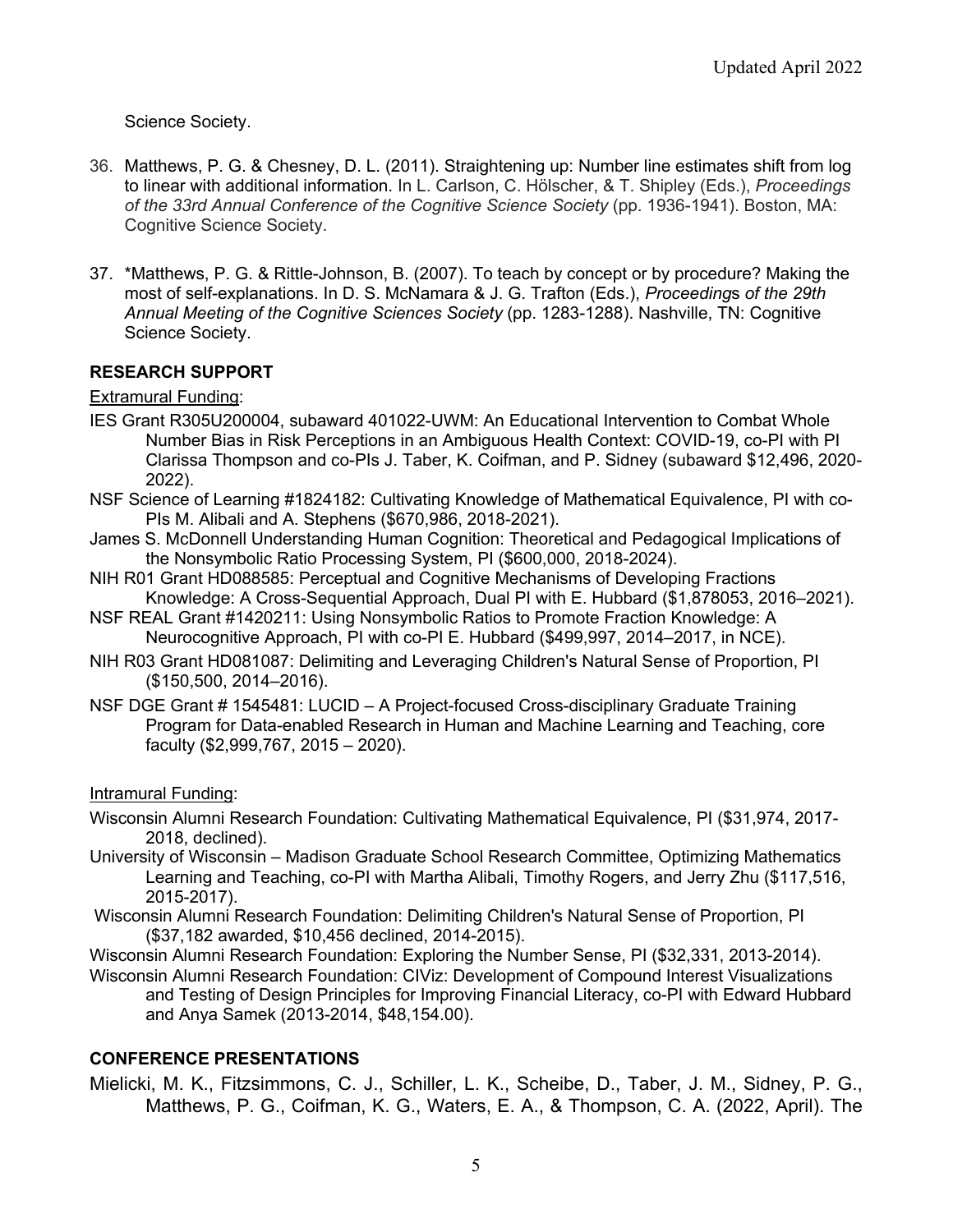Science Society.

36. Matthews, P. G. & Chesney, D. L. (2011). Straightening up: Number line estimates shift from log to linear with additional information. In L. Carlson, C. Hölscher, & T. Shipley (Eds.), *Proceedings of the 33rd Annual Conference of the Cognitive Science Society* (pp. 1936-1941). Boston, MA: Cognitive Science Society.

37. *Matthews, P. G. & Rittle-Johnson, B. (2007). To teach by concept or by procedure? Making the most of self-explanations. In D. S. McNamara & J. G. Trafton (Eds.), *Proceedings of the 29th Annual Meeting of the Cognitive Sciences Society* (pp. 1283-1288). Nashville, TN: Cognitive Science Society.

## RESEARCH SUPPORT

<u>Extramural Funding</u>:

IES Grant R305U200004, subaward 401022-UWM: An Educational Intervention to Combat Whole Number Bias in Risk Perceptions in an Ambiguous Health Context: COVID-19, co-PI with PI Clarissa Thompson and co-PIs J. Taber, K. Coifman, and P. Sidney (subaward $12,496, 2020-2022).

NSF Science of Learning #1824182: Cultivating Knowledge of Mathematical Equivalence, PI with co-PIs M. Alibali and A. Stephens ($670,986, 2018-2021).

James S. McDonnell Understanding Human Cognition: Theoretical and Pedagogical Implications of the Nonsymbolic Ratio Processing System, PI ($600,000, 2018-2024).

NIH R01 Grant HD088585: Perceptual and Cognitive Mechanisms of Developing Fractions Knowledge: A Cross-Sequential Approach, Dual PI with E. Hubbard ($1,878053, 2016–2021).

NSF REAL Grant #1420211: Using Nonsymbolic Ratios to Promote Fraction Knowledge: A Neurocognitive Approach, PI with co-PI E. Hubbard ($499,997, 2014–2017, in NCE).

NIH R03 Grant HD081087: Delimiting and Leveraging Children's Natural Sense of Proportion, PI ($150,500, 2014–2016).

NSF DGE Grant # 1545481: LUCID – A Project-focused Cross-disciplinary Graduate Training Program for Data-enabled Research in Human and Machine Learning and Teaching, core faculty ($2,999,767, 2015 – 2020).

<u>Intramural Funding</u>:

Wisconsin Alumni Research Foundation: Cultivating Mathematical Equivalence, PI ($31,974, 2017-2018, declined).

University of Wisconsin – Madison Graduate School Research Committee, Optimizing Mathematics Learning and Teaching, co-PI with Martha Alibali, Timothy Rogers, and Jerry Zhu ($117,516, 2015-2017).

Wisconsin Alumni Research Foundation: Delimiting Children's Natural Sense of Proportion, PI ($37,182 awarded, $10,456 declined, 2014-2015).

Wisconsin Alumni Research Foundation: Exploring the Number Sense, PI ($32,331, 2013-2014).

Wisconsin Alumni Research Foundation: CIViz: Development of Compound Interest Visualizations and Testing of Design Principles for Improving Financial Literacy, co-PI with Edward Hubbard and Anya Samek (2013-2014, $48,154.00).

## CONFERENCE PRESENTATIONS

Mielicki, M. K., Fitzsimmons, C. J., Schiller, L. K., Scheibe, D., Taber, J. M., Sidney, P. G., Matthews, P. G., Coifman, K. G., Waters, E. A., & Thompson, C. A. (2022, April). The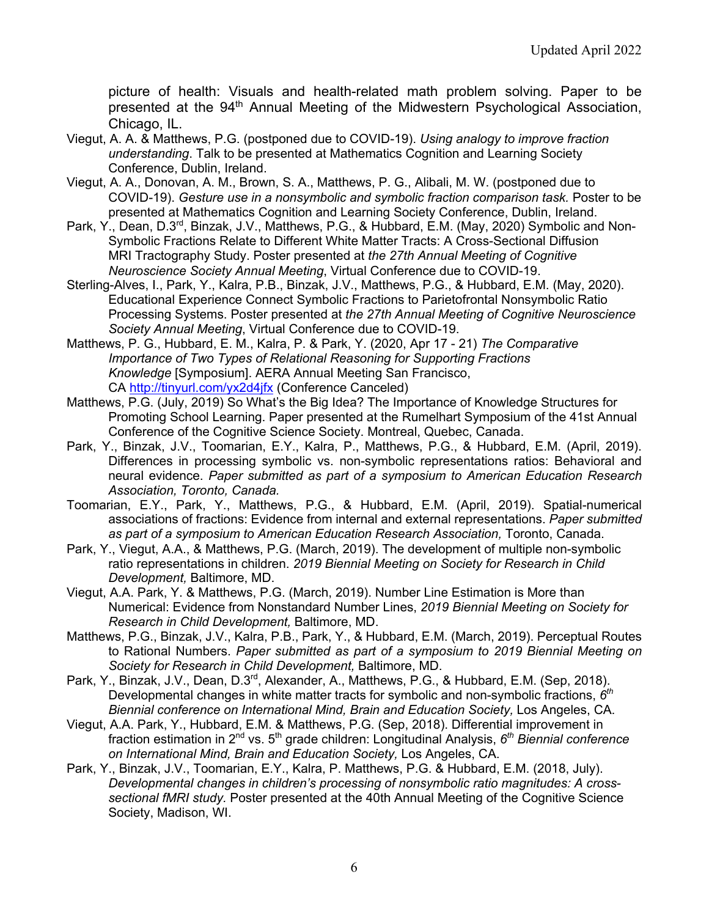picture of health: Visuals and health-related math problem solving. Paper to be presented at the 94th Annual Meeting of the Midwestern Psychological Association, Chicago, IL.

Viegut, A. A. & Matthews, P.G. (postponed due to COVID-19). *Using analogy to improve fraction understanding*. Talk to be presented at Mathematics Cognition and Learning Society Conference, Dublin, Ireland.

Viegut, A. A., Donovan, A. M., Brown, S. A., Matthews, P. G., Alibali, M. W. (postponed due to COVID-19). *Gesture use in a nonsymbolic and symbolic fraction comparison task.* Poster to be presented at Mathematics Cognition and Learning Society Conference, Dublin, Ireland.

Park, Y., Dean, D.3rd, Binzak, J.V., Matthews, P.G., & Hubbard, E.M. (May, 2020) Symbolic and Non-Symbolic Fractions Relate to Different White Matter Tracts: A Cross-Sectional Diffusion MRI Tractography Study. Poster presented at *the 27th Annual Meeting of Cognitive Neuroscience Society Annual Meeting*, Virtual Conference due to COVID-19.

Sterling-Alves, I., Park, Y., Kalra, P.B., Binzak, J.V., Matthews, P.G., & Hubbard, E.M. (May, 2020). Educational Experience Connect Symbolic Fractions to Parietofrontal Nonsymbolic Ratio Processing Systems. Poster presented at *the 27th Annual Meeting of Cognitive Neuroscience Society Annual Meeting*, Virtual Conference due to COVID-19.

Matthews, P. G., Hubbard, E. M., Kalra, P. & Park, Y. (2020, Apr 17 - 21) *The Comparative Importance of Two Types of Relational Reasoning for Supporting Fractions Knowledge* [Symposium]. AERA Annual Meeting San Francisco, CA http://tinyurl.com/yx2d4jfx (Conference Canceled)

Matthews, P.G. (July, 2019) So What's the Big Idea? The Importance of Knowledge Structures for Promoting School Learning. Paper presented at the Rumelhart Symposium of the 41st Annual Conference of the Cognitive Science Society. Montreal, Quebec, Canada.

Park, Y., Binzak, J.V., Toomarian, E.Y., Kalra, P., Matthews, P.G., & Hubbard, E.M. (April, 2019). Differences in processing symbolic vs. non-symbolic representations ratios: Behavioral and neural evidence. *Paper submitted as part of a symposium to American Education Research Association, Toronto, Canada.*

Toomarian, E.Y., Park, Y., Matthews, P.G., & Hubbard, E.M. (April, 2019). Spatial-numerical associations of fractions: Evidence from internal and external representations. *Paper submitted as part of a symposium to American Education Research Association,* Toronto, Canada.

Park, Y., Viegut, A.A., & Matthews, P.G. (March, 2019). The development of multiple non-symbolic ratio representations in children. *2019 Biennial Meeting on Society for Research in Child Development,* Baltimore, MD.

Viegut, A.A. Park, Y. & Matthews, P.G. (March, 2019). Number Line Estimation is More than Numerical: Evidence from Nonstandard Number Lines, *2019 Biennial Meeting on Society for Research in Child Development,* Baltimore, MD.

Matthews, P.G., Binzak, J.V., Kalra, P.B., Park, Y., & Hubbard, E.M. (March, 2019). Perceptual Routes to Rational Numbers. *Paper submitted as part of a symposium to 2019 Biennial Meeting on Society for Research in Child Development,* Baltimore, MD.

Park, Y., Binzak, J.V., Dean, D.3rd, Alexander, A., Matthews, P.G., & Hubbard, E.M. (Sep, 2018). Developmental changes in white matter tracts for symbolic and non-symbolic fractions, *6th Biennial conference on International Mind, Brain and Education Society,* Los Angeles, CA.

Viegut, A.A. Park, Y., Hubbard, E.M. & Matthews, P.G. (Sep, 2018). Differential improvement in fraction estimation in 2nd vs. 5th grade children: Longitudinal Analysis, *6th Biennial conference on International Mind, Brain and Education Society,* Los Angeles, CA.

Park, Y., Binzak, J.V., Toomarian, E.Y., Kalra, P. Matthews, P.G. & Hubbard, E.M. (2018, July). *Developmental changes in children's processing of nonsymbolic ratio magnitudes: A cross-sectional fMRI study.* Poster presented at the 40th Annual Meeting of the Cognitive Science Society, Madison, WI.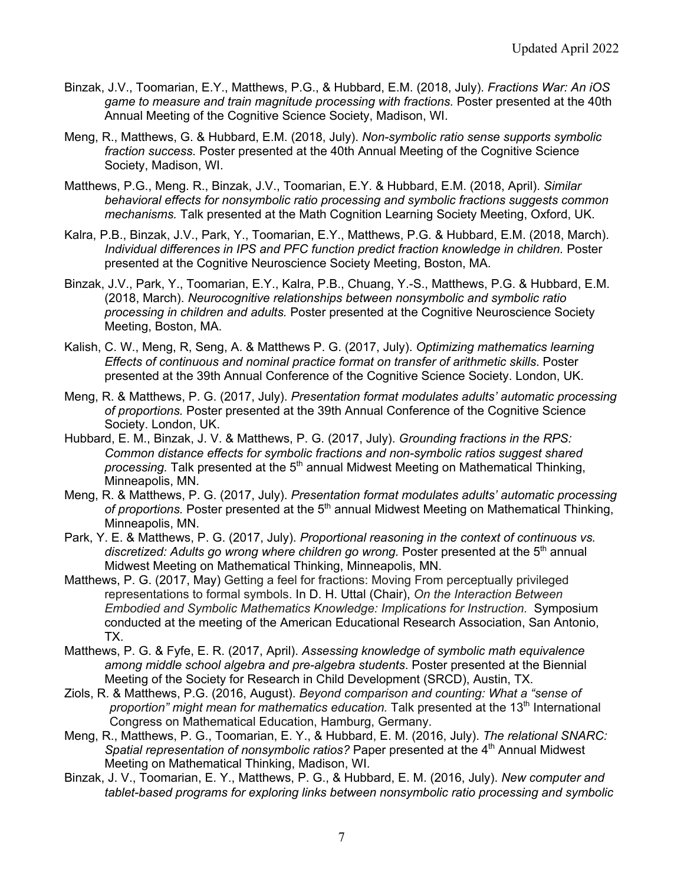Binzak, J.V., Toomarian, E.Y., Matthews, P.G., & Hubbard, E.M. (2018, July). *Fractions War: An iOS game to measure and train magnitude processing with fractions.* Poster presented at the 40th Annual Meeting of the Cognitive Science Society, Madison, WI.

Meng, R., Matthews, G. & Hubbard, E.M. (2018, July). *Non-symbolic ratio sense supports symbolic fraction success.* Poster presented at the 40th Annual Meeting of the Cognitive Science Society, Madison, WI.

Matthews, P.G., Meng. R., Binzak, J.V., Toomarian, E.Y. & Hubbard, E.M. (2018, April). *Similar behavioral effects for nonsymbolic ratio processing and symbolic fractions suggests common mechanisms.* Talk presented at the Math Cognition Learning Society Meeting, Oxford, UK.

Kalra, P.B., Binzak, J.V., Park, Y., Toomarian, E.Y., Matthews, P.G. & Hubbard, E.M. (2018, March). *Individual differences in IPS and PFC function predict fraction knowledge in children.* Poster presented at the Cognitive Neuroscience Society Meeting, Boston, MA.

Binzak, J.V., Park, Y., Toomarian, E.Y., Kalra, P.B., Chuang, Y.-S., Matthews, P.G. & Hubbard, E.M. (2018, March). *Neurocognitive relationships between nonsymbolic and symbolic ratio processing in children and adults.* Poster presented at the Cognitive Neuroscience Society Meeting, Boston, MA.

Kalish, C. W., Meng, R, Seng, A. & Matthews P. G. (2017, July). *Optimizing mathematics learning Effects of continuous and nominal practice format on transfer of arithmetic skills*. Poster presented at the 39th Annual Conference of the Cognitive Science Society. London, UK.

Meng, R. & Matthews, P. G. (2017, July). *Presentation format modulates adults' automatic processing of proportions.* Poster presented at the 39th Annual Conference of the Cognitive Science Society. London, UK.

Hubbard, E. M., Binzak, J. V. & Matthews, P. G. (2017, July). *Grounding fractions in the RPS: Common distance effects for symbolic fractions and non-symbolic ratios suggest shared processing.* Talk presented at the 5th annual Midwest Meeting on Mathematical Thinking, Minneapolis, MN.

Meng, R. & Matthews, P. G. (2017, July). *Presentation format modulates adults' automatic processing of proportions.* Poster presented at the 5th annual Midwest Meeting on Mathematical Thinking, Minneapolis, MN.

Park, Y. E. & Matthews, P. G. (2017, July). *Proportional reasoning in the context of continuous vs. discretized: Adults go wrong where children go wrong.* Poster presented at the 5th annual Midwest Meeting on Mathematical Thinking, Minneapolis, MN.

Matthews, P. G. (2017, May) Getting a feel for fractions: Moving From perceptually privileged representations to formal symbols. In D. H. Uttal (Chair), *On the Interaction Between Embodied and Symbolic Mathematics Knowledge: Implications for Instruction.* Symposium conducted at the meeting of the American Educational Research Association, San Antonio, TX.

Matthews, P. G. & Fyfe, E. R. (2017, April). *Assessing knowledge of symbolic math equivalence among middle school algebra and pre-algebra students*. Poster presented at the Biennial Meeting of the Society for Research in Child Development (SRCD), Austin, TX.

Ziols, R. & Matthews, P.G. (2016, August). *Beyond comparison and counting: What a "sense of proportion" might mean for mathematics education.* Talk presented at the 13th International Congress on Mathematical Education, Hamburg, Germany.

Meng, R., Matthews, P. G., Toomarian, E. Y., & Hubbard, E. M. (2016, July). *The relational SNARC: Spatial representation of nonsymbolic ratios?* Paper presented at the 4th Annual Midwest Meeting on Mathematical Thinking, Madison, WI.

Binzak, J. V., Toomarian, E. Y., Matthews, P. G., & Hubbard, E. M. (2016, July). *New computer and tablet-based programs for exploring links between nonsymbolic ratio processing and symbolic*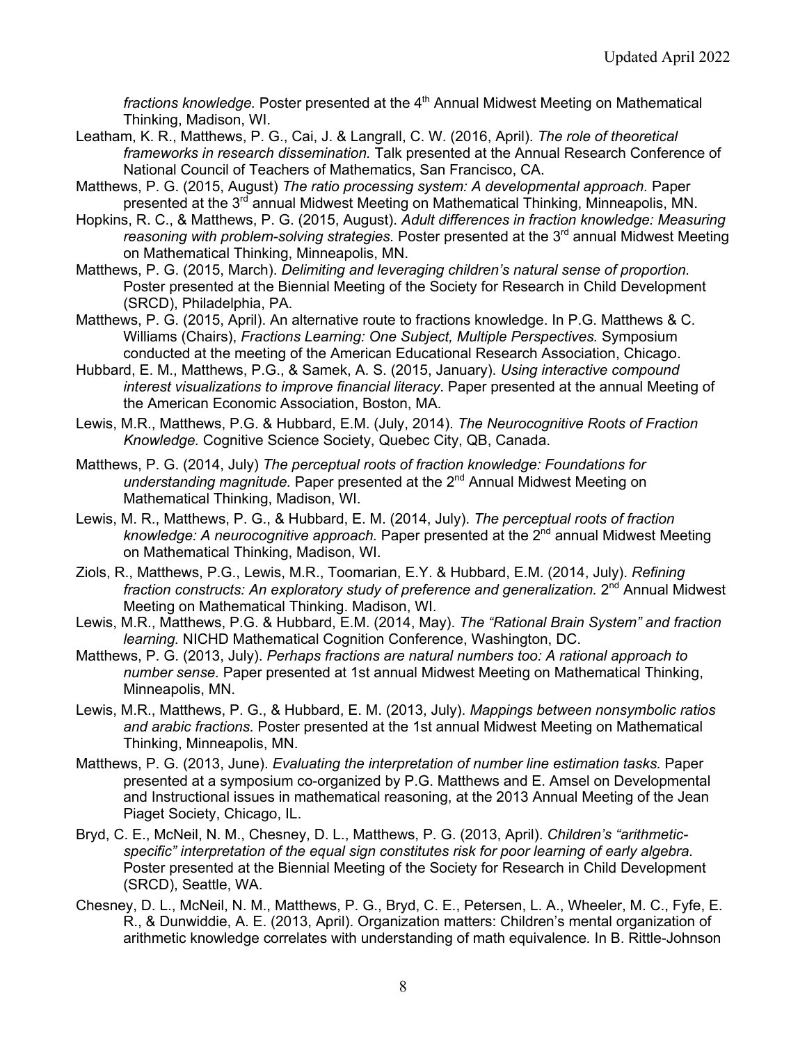*fractions knowledge.* Poster presented at the 4th Annual Midwest Meeting on Mathematical Thinking, Madison, WI.

Leatham, K. R., Matthews, P. G., Cai, J. & Langrall, C. W. (2016, April). *The role of theoretical frameworks in research dissemination.* Talk presented at the Annual Research Conference of National Council of Teachers of Mathematics, San Francisco, CA.

Matthews, P. G. (2015, August) *The ratio processing system: A developmental approach.* Paper presented at the 3rd annual Midwest Meeting on Mathematical Thinking, Minneapolis, MN.

Hopkins, R. C., & Matthews, P. G. (2015, August). *Adult differences in fraction knowledge: Measuring reasoning with problem-solving strategies.* Poster presented at the 3rd annual Midwest Meeting on Mathematical Thinking, Minneapolis, MN.

Matthews, P. G. (2015, March). *Delimiting and leveraging children's natural sense of proportion.* Poster presented at the Biennial Meeting of the Society for Research in Child Development (SRCD), Philadelphia, PA.

Matthews, P. G. (2015, April). An alternative route to fractions knowledge. In P.G. Matthews & C. Williams (Chairs), *Fractions Learning: One Subject, Multiple Perspectives.* Symposium conducted at the meeting of the American Educational Research Association, Chicago.

Hubbard, E. M., Matthews, P.G., & Samek, A. S. (2015, January). *Using interactive compound interest visualizations to improve financial literacy*. Paper presented at the annual Meeting of the American Economic Association, Boston, MA.

Lewis, M.R., Matthews, P.G. & Hubbard, E.M. (July, 2014). *The Neurocognitive Roots of Fraction Knowledge.* Cognitive Science Society, Quebec City, QB, Canada.

Matthews, P. G. (2014, July) *The perceptual roots of fraction knowledge: Foundations for understanding magnitude.* Paper presented at the 2nd Annual Midwest Meeting on Mathematical Thinking, Madison, WI.

Lewis, M. R., Matthews, P. G., & Hubbard, E. M. (2014, July). *The perceptual roots of fraction knowledge: A neurocognitive approach.* Paper presented at the 2nd annual Midwest Meeting on Mathematical Thinking, Madison, WI.

Ziols, R., Matthews, P.G., Lewis, M.R., Toomarian, E.Y. & Hubbard, E.M. (2014, July). *Refining fraction constructs: An exploratory study of preference and generalization.* 2nd Annual Midwest Meeting on Mathematical Thinking. Madison, WI.

Lewis, M.R., Matthews, P.G. & Hubbard, E.M. (2014, May). *The "Rational Brain System" and fraction learning.* NICHD Mathematical Cognition Conference, Washington, DC.

Matthews, P. G. (2013, July). *Perhaps fractions are natural numbers too: A rational approach to number sense.* Paper presented at 1st annual Midwest Meeting on Mathematical Thinking, Minneapolis, MN.

Lewis, M.R., Matthews, P. G., & Hubbard, E. M. (2013, July). *Mappings between nonsymbolic ratios and arabic fractions.* Poster presented at the 1st annual Midwest Meeting on Mathematical Thinking, Minneapolis, MN.

Matthews, P. G. (2013, June). *Evaluating the interpretation of number line estimation tasks.* Paper presented at a symposium co-organized by P.G. Matthews and E. Amsel on Developmental and Instructional issues in mathematical reasoning, at the 2013 Annual Meeting of the Jean Piaget Society, Chicago, IL.

Bryd, C. E., McNeil, N. M., Chesney, D. L., Matthews, P. G. (2013, April). *Children's "arithmetic-specific" interpretation of the equal sign constitutes risk for poor learning of early algebra.* Poster presented at the Biennial Meeting of the Society for Research in Child Development (SRCD), Seattle, WA.

Chesney, D. L., McNeil, N. M., Matthews, P. G., Bryd, C. E., Petersen, L. A., Wheeler, M. C., Fyfe, E. R., & Dunwiddie, A. E. (2013, April). Organization matters: Children's mental organization of arithmetic knowledge correlates with understanding of math equivalence. In B. Rittle-Johnson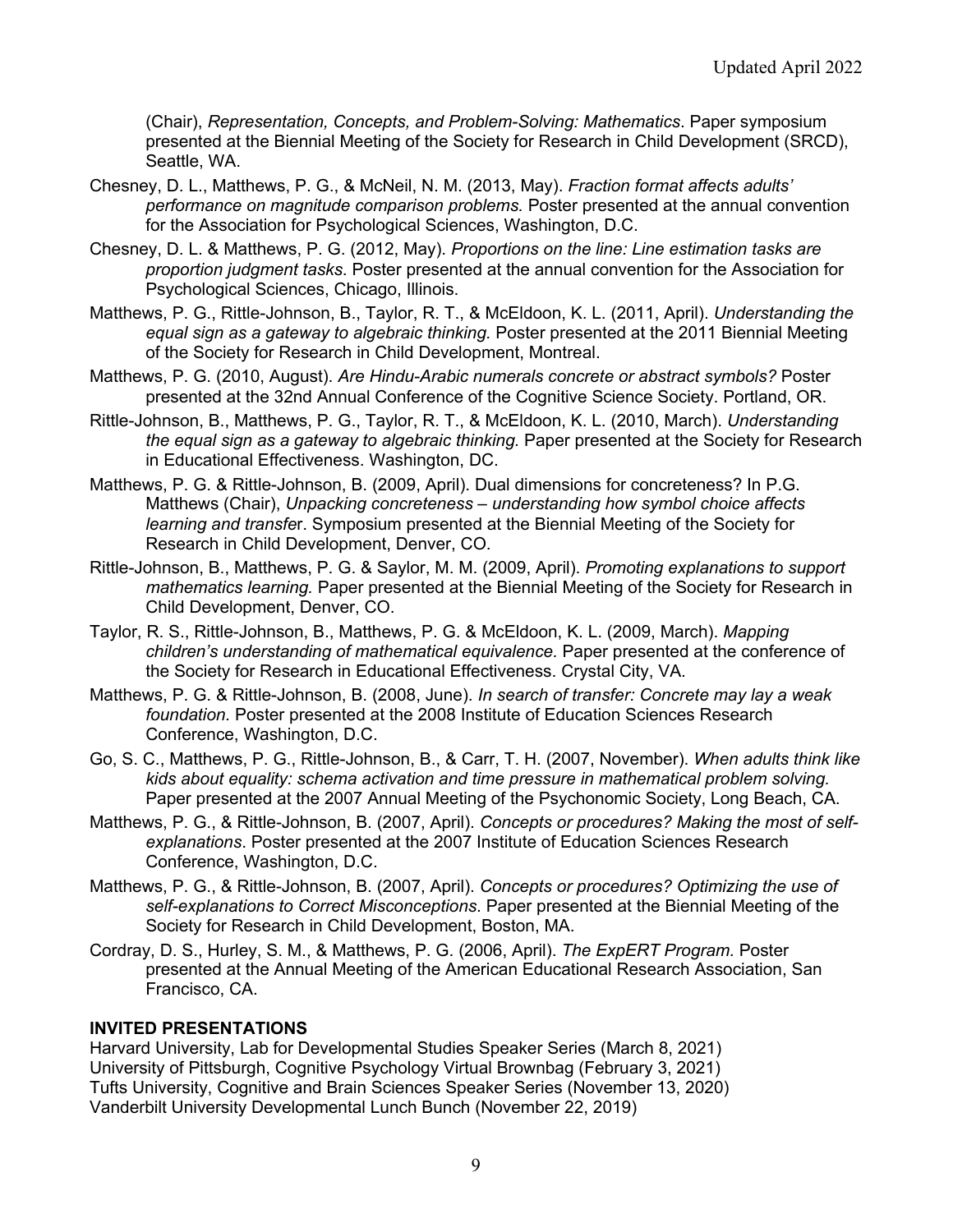(Chair), *Representation, Concepts, and Problem-Solving: Mathematics*. Paper symposium presented at the Biennial Meeting of the Society for Research in Child Development (SRCD), Seattle, WA.

Chesney, D. L., Matthews, P. G., & McNeil, N. M. (2013, May). *Fraction format affects adults' performance on magnitude comparison problems.* Poster presented at the annual convention for the Association for Psychological Sciences, Washington, D.C.

Chesney, D. L. & Matthews, P. G. (2012, May). *Proportions on the line: Line estimation tasks are proportion judgment tasks.* Poster presented at the annual convention for the Association for Psychological Sciences, Chicago, Illinois.

Matthews, P. G., Rittle-Johnson, B., Taylor, R. T., & McEldoon, K. L. (2011, April). *Understanding the equal sign as a gateway to algebraic thinking.* Poster presented at the 2011 Biennial Meeting of the Society for Research in Child Development, Montreal.

Matthews, P. G. (2010, August). *Are Hindu-Arabic numerals concrete or abstract symbols?* Poster presented at the 32nd Annual Conference of the Cognitive Science Society. Portland, OR.

Rittle-Johnson, B., Matthews, P. G., Taylor, R. T., & McEldoon, K. L. (2010, March). *Understanding the equal sign as a gateway to algebraic thinking.* Paper presented at the Society for Research in Educational Effectiveness. Washington, DC.

Matthews, P. G. & Rittle-Johnson, B. (2009, April). Dual dimensions for concreteness? In P.G. Matthews (Chair), *Unpacking concreteness – understanding how symbol choice affects learning and transfer*. Symposium presented at the Biennial Meeting of the Society for Research in Child Development, Denver, CO.

Rittle-Johnson, B., Matthews, P. G. & Saylor, M. M. (2009, April). *Promoting explanations to support mathematics learning.* Paper presented at the Biennial Meeting of the Society for Research in Child Development, Denver, CO.

Taylor, R. S., Rittle-Johnson, B., Matthews, P. G. & McEldoon, K. L. (2009, March). *Mapping children's understanding of mathematical equivalence.* Paper presented at the conference of the Society for Research in Educational Effectiveness. Crystal City, VA.

Matthews, P. G. & Rittle-Johnson, B. (2008, June). *In search of transfer: Concrete may lay a weak foundation*. Poster presented at the 2008 Institute of Education Sciences Research Conference, Washington, D.C.

Go, S. C., Matthews, P. G., Rittle-Johnson, B., & Carr, T. H. (2007, November). *When adults think like kids about equality: schema activation and time pressure in mathematical problem solving.* Paper presented at the 2007 Annual Meeting of the Psychonomic Society, Long Beach, CA.

Matthews, P. G., & Rittle-Johnson, B. (2007, April). *Concepts or procedures? Making the most of self-explanations*. Poster presented at the 2007 Institute of Education Sciences Research Conference, Washington, D.C.

Matthews, P. G., & Rittle-Johnson, B. (2007, April). *Concepts or procedures? Optimizing the use of self-explanations to Correct Misconceptions*. Paper presented at the Biennial Meeting of the Society for Research in Child Development, Boston, MA.

Cordray, D. S., Hurley, S. M., & Matthews, P. G. (2006, April). *The ExpERT Program.* Poster presented at the Annual Meeting of the American Educational Research Association, San Francisco, CA.

## INVITED PRESENTATIONS

Harvard University, Lab for Developmental Studies Speaker Series (March 8, 2021)  
University of Pittsburgh, Cognitive Psychology Virtual Brownbag (February 3, 2021)  
Tufts University, Cognitive and Brain Sciences Speaker Series (November 13, 2020)  
Vanderbilt University Developmental Lunch Bunch (November 22, 2019)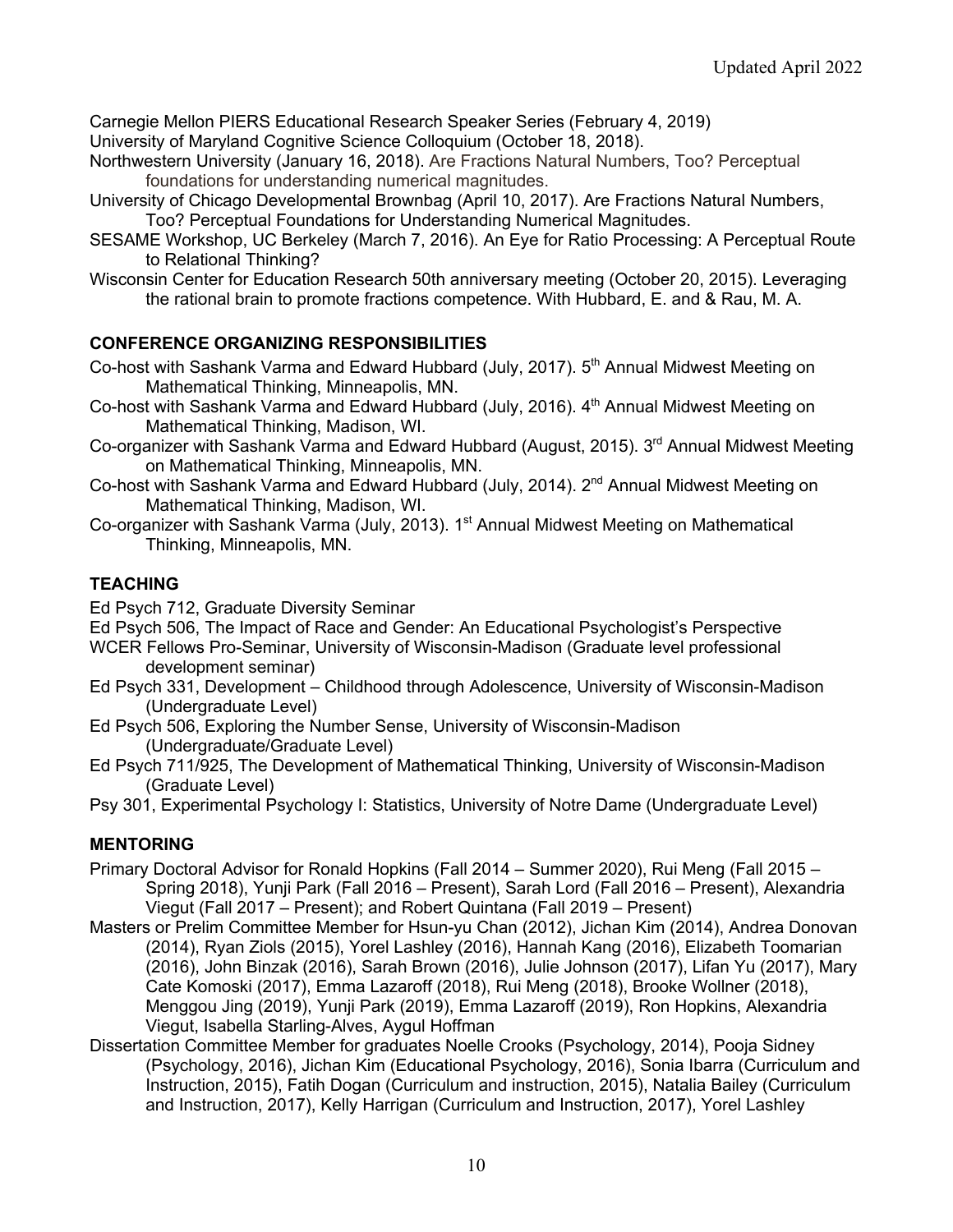Carnegie Mellon PIERS Educational Research Speaker Series (February 4, 2019)

University of Maryland Cognitive Science Colloquium (October 18, 2018).

Northwestern University (January 16, 2018). Are Fractions Natural Numbers, Too? Perceptual foundations for understanding numerical magnitudes.

University of Chicago Developmental Brownbag (April 10, 2017). Are Fractions Natural Numbers, Too? Perceptual Foundations for Understanding Numerical Magnitudes.

SESAME Workshop, UC Berkeley (March 7, 2016). An Eye for Ratio Processing: A Perceptual Route to Relational Thinking?

Wisconsin Center for Education Research 50th anniversary meeting (October 20, 2015). Leveraging the rational brain to promote fractions competence. With Hubbard, E. and & Rau, M. A.

## CONFERENCE ORGANIZING RESPONSIBILITIES

Co-host with Sashank Varma and Edward Hubbard (July, 2017). 5th Annual Midwest Meeting on Mathematical Thinking, Minneapolis, MN.

Co-host with Sashank Varma and Edward Hubbard (July, 2016). 4th Annual Midwest Meeting on Mathematical Thinking, Madison, WI.

Co-organizer with Sashank Varma and Edward Hubbard (August, 2015). 3rd Annual Midwest Meeting on Mathematical Thinking, Minneapolis, MN.

Co-host with Sashank Varma and Edward Hubbard (July, 2014). 2nd Annual Midwest Meeting on Mathematical Thinking, Madison, WI.

Co-organizer with Sashank Varma (July, 2013). 1st Annual Midwest Meeting on Mathematical Thinking, Minneapolis, MN.

## TEACHING

Ed Psych 712, Graduate Diversity Seminar

Ed Psych 506, The Impact of Race and Gender: An Educational Psychologist's Perspective

WCER Fellows Pro-Seminar, University of Wisconsin-Madison (Graduate level professional development seminar)

Ed Psych 331, Development – Childhood through Adolescence, University of Wisconsin-Madison (Undergraduate Level)

Ed Psych 506, Exploring the Number Sense, University of Wisconsin-Madison (Undergraduate/Graduate Level)

Ed Psych 711/925, The Development of Mathematical Thinking, University of Wisconsin-Madison (Graduate Level)

Psy 301, Experimental Psychology I: Statistics, University of Notre Dame (Undergraduate Level)

## MENTORING

Primary Doctoral Advisor for Ronald Hopkins (Fall 2014 – Summer 2020), Rui Meng (Fall 2015 – Spring 2018), Yunji Park (Fall 2016 – Present), Sarah Lord (Fall 2016 – Present), Alexandria Viegut (Fall 2017 – Present); and Robert Quintana (Fall 2019 – Present)

Masters or Prelim Committee Member for Hsun-yu Chan (2012), Jichan Kim (2014), Andrea Donovan (2014), Ryan Ziols (2015), Yorel Lashley (2016), Hannah Kang (2016), Elizabeth Toomarian (2016), John Binzak (2016), Sarah Brown (2016), Julie Johnson (2017), Lifan Yu (2017), Mary Cate Komoski (2017), Emma Lazaroff (2018), Rui Meng (2018), Brooke Wollner (2018), Menggou Jing (2019), Yunji Park (2019), Emma Lazaroff (2019), Ron Hopkins, Alexandria Viegut, Isabella Starling-Alves, Aygul Hoffman

Dissertation Committee Member for graduates Noelle Crooks (Psychology, 2014), Pooja Sidney (Psychology, 2016), Jichan Kim (Educational Psychology, 2016), Sonia Ibarra (Curriculum and Instruction, 2015), Fatih Dogan (Curriculum and instruction, 2015), Natalia Bailey (Curriculum and Instruction, 2017), Kelly Harrigan (Curriculum and Instruction, 2017), Yorel Lashley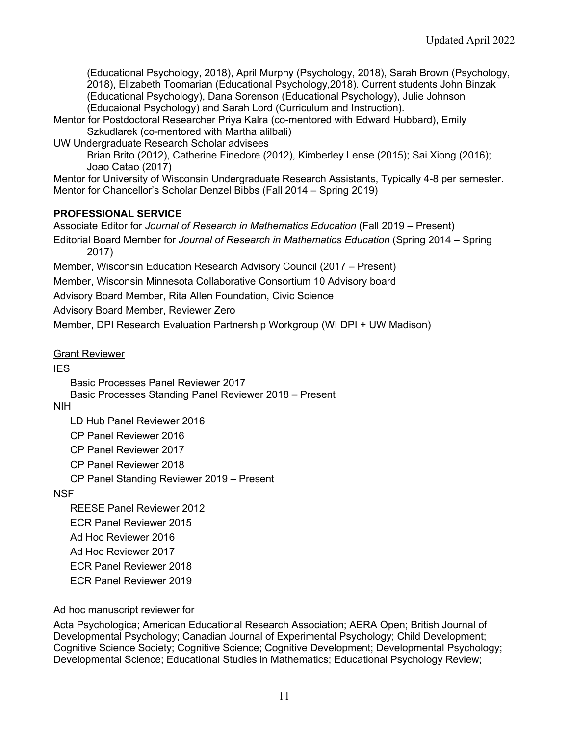(Educational Psychology, 2018), April Murphy (Psychology, 2018), Sarah Brown (Psychology, 2018), Elizabeth Toomarian (Educational Psychology,2018). Current students John Binzak (Educational Psychology), Dana Sorenson (Educational Psychology), Julie Johnson (Educaional Psychology) and Sarah Lord (Curriculum and Instruction).

Mentor for Postdoctoral Researcher Priya Kalra (co-mentored with Edward Hubbard), Emily Szkudlarek (co-mentored with Martha alilbali)

UW Undergraduate Research Scholar advisees

Brian Brito (2012), Catherine Finedore (2012), Kimberley Lense (2015); Sai Xiong (2016); Joao Catao (2017)

Mentor for University of Wisconsin Undergraduate Research Assistants, Typically 4-8 per semester.

Mentor for Chancellor's Scholar Denzel Bibbs (Fall 2014 – Spring 2019)

## PROFESSIONAL SERVICE

Associate Editor for *Journal of Research in Mathematics Education* (Fall 2019 – Present)

Editorial Board Member for *Journal of Research in Mathematics Education* (Spring 2014 – Spring 2017)

Member, Wisconsin Education Research Advisory Council (2017 – Present)

Member, Wisconsin Minnesota Collaborative Consortium 10 Advisory board

Advisory Board Member, Rita Allen Foundation, Civic Science

Advisory Board Member, Reviewer Zero

Member, DPI Research Evaluation Partnership Workgroup (WI DPI + UW Madison)

### Grant Reviewer

IES

- Basic Processes Panel Reviewer 2017
- Basic Processes Standing Panel Reviewer 2018 – Present

NIH

- LD Hub Panel Reviewer 2016
- CP Panel Reviewer 2016
- CP Panel Reviewer 2017
- CP Panel Reviewer 2018
- CP Panel Standing Reviewer 2019 – Present

NSF

- REESE Panel Reviewer 2012
- ECR Panel Reviewer 2015
- Ad Hoc Reviewer 2016
- Ad Hoc Reviewer 2017
- ECR Panel Reviewer 2018
- ECR Panel Reviewer 2019

### Ad hoc manuscript reviewer for

Acta Psychologica; American Educational Research Association; AERA Open; British Journal of Developmental Psychology; Canadian Journal of Experimental Psychology; Child Development; Cognitive Science Society; Cognitive Science; Cognitive Development; Developmental Psychology; Developmental Science; Educational Studies in Mathematics; Educational Psychology Review;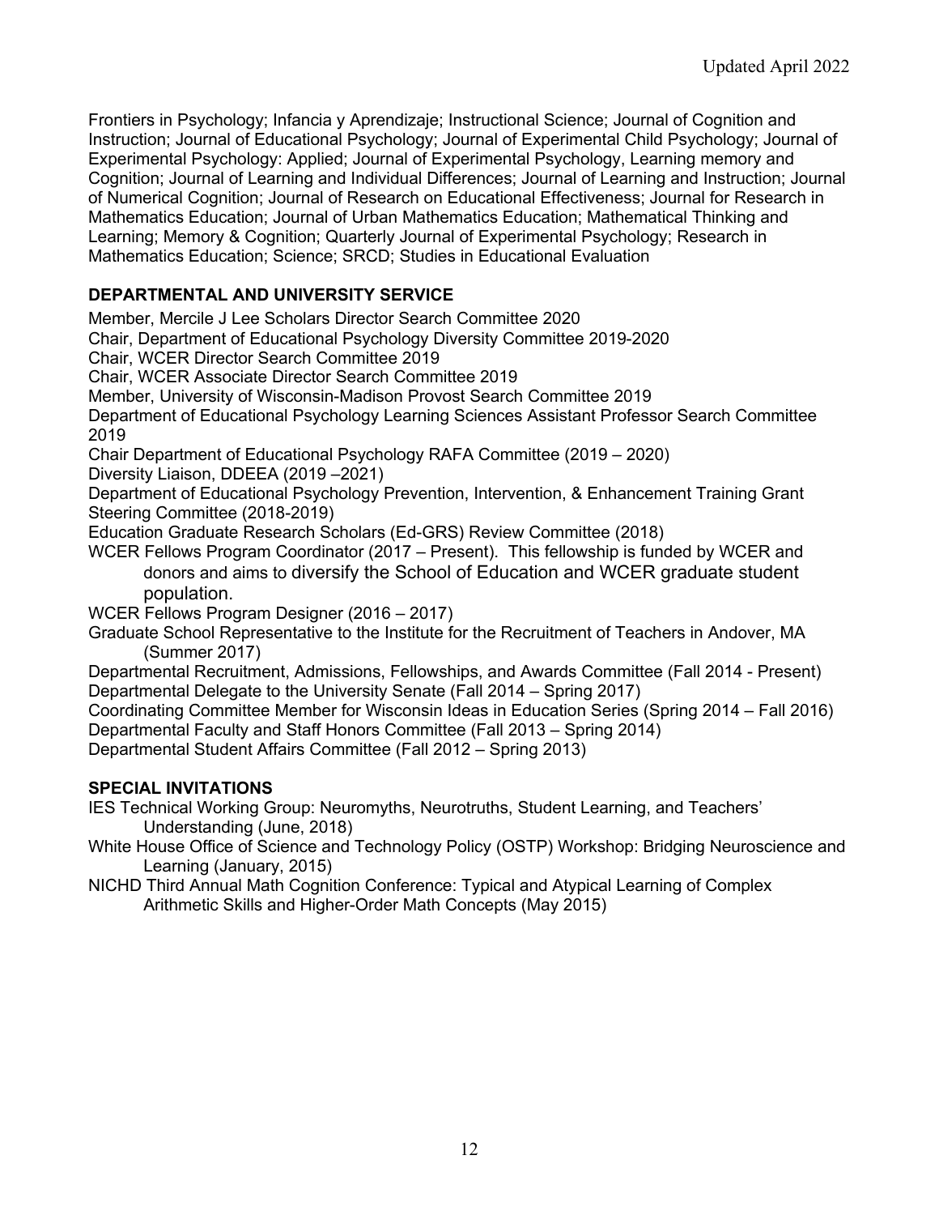Frontiers in Psychology; Infancia y Aprendizaje; Instructional Science; Journal of Cognition and Instruction; Journal of Educational Psychology; Journal of Experimental Child Psychology; Journal of Experimental Psychology: Applied; Journal of Experimental Psychology, Learning memory and Cognition; Journal of Learning and Individual Differences; Journal of Learning and Instruction; Journal of Numerical Cognition; Journal of Research on Educational Effectiveness; Journal for Research in Mathematics Education; Journal of Urban Mathematics Education; Mathematical Thinking and Learning; Memory & Cognition; Quarterly Journal of Experimental Psychology; Research in Mathematics Education; Science; SRCD; Studies in Educational Evaluation

## DEPARTMENTAL AND UNIVERSITY SERVICE

Member, Mercile J Lee Scholars Director Search Committee 2020
Chair, Department of Educational Psychology Diversity Committee 2019-2020
Chair, WCER Director Search Committee 2019
Chair, WCER Associate Director Search Committee 2019
Member, University of Wisconsin-Madison Provost Search Committee 2019
Department of Educational Psychology Learning Sciences Assistant Professor Search Committee 2019
Chair Department of Educational Psychology RAFA Committee (2019 – 2020)
Diversity Liaison, DDEEA (2019 –2021)
Department of Educational Psychology Prevention, Intervention, & Enhancement Training Grant Steering Committee (2018-2019)
Education Graduate Research Scholars (Ed-GRS) Review Committee (2018)
WCER Fellows Program Coordinator (2017 – Present). This fellowship is funded by WCER and donors and aims to diversify the School of Education and WCER graduate student population.
WCER Fellows Program Designer (2016 – 2017)
Graduate School Representative to the Institute for the Recruitment of Teachers in Andover, MA (Summer 2017)
Departmental Recruitment, Admissions, Fellowships, and Awards Committee (Fall 2014 - Present)
Departmental Delegate to the University Senate (Fall 2014 – Spring 2017)
Coordinating Committee Member for Wisconsin Ideas in Education Series (Spring 2014 – Fall 2016)
Departmental Faculty and Staff Honors Committee (Fall 2013 – Spring 2014)
Departmental Student Affairs Committee (Fall 2012 – Spring 2013)

## SPECIAL INVITATIONS

IES Technical Working Group: Neuromyths, Neurotruths, Student Learning, and Teachers' Understanding (June, 2018)
White House Office of Science and Technology Policy (OSTP) Workshop: Bridging Neuroscience and Learning (January, 2015)
NICHD Third Annual Math Cognition Conference: Typical and Atypical Learning of Complex Arithmetic Skills and Higher-Order Math Concepts (May 2015)